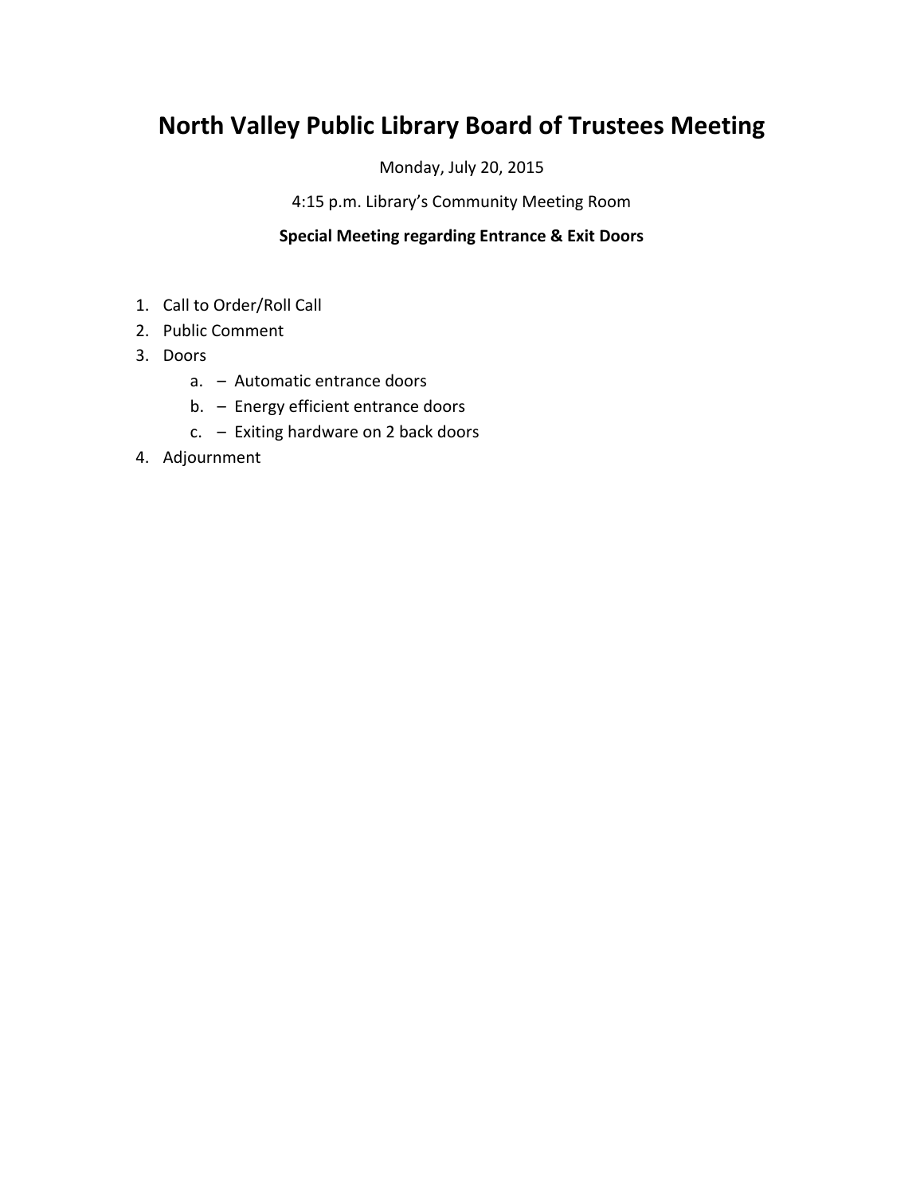# North Valley Public Library Board of Trustees Meeting

Monday, July 20, 2015

4:15 p.m. Library's Community Meeting Room

**Special Meeting regarding Entrance & Exit Doors**

1. Call to Order/Roll Call
2. Public Comment
3. Doors
   a. – Automatic entrance doors
   b. – Energy efficient entrance doors
   c. – Exiting hardware on 2 back doors
4. Adjournment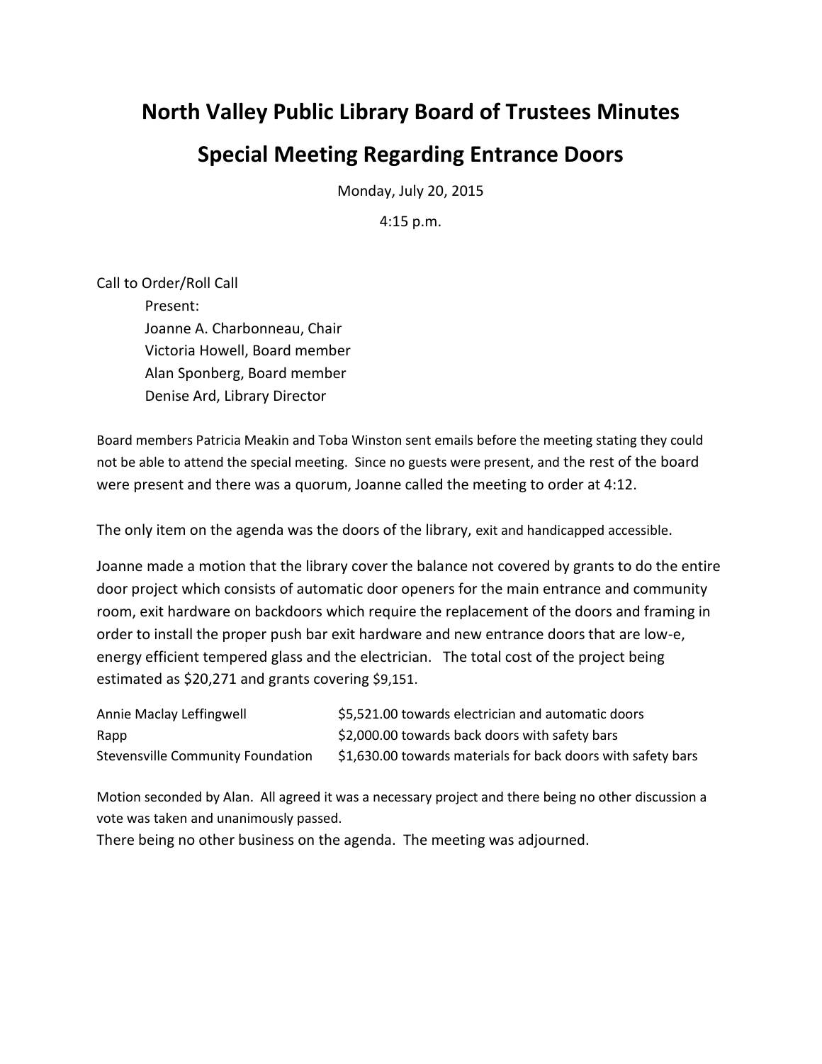# North Valley Public Library Board of Trustees Minutes

# Special Meeting Regarding Entrance Doors

Monday, July 20, 2015

4:15 p.m.

Call to Order/Roll Call

Present:
Joanne A. Charbonneau, Chair
Victoria Howell, Board member
Alan Sponberg, Board member
Denise Ard, Library Director

Board members Patricia Meakin and Toba Winston sent emails before the meeting stating they could not be able to attend the special meeting. Since no guests were present, and the rest of the board were present and there was a quorum, Joanne called the meeting to order at 4:12.

The only item on the agenda was the doors of the library, exit and handicapped accessible.

Joanne made a motion that the library cover the balance not covered by grants to do the entire door project which consists of automatic door openers for the main entrance and community room, exit hardware on backdoors which require the replacement of the doors and framing in order to install the proper push bar exit hardware and new entrance doors that are low-e, energy efficient tempered glass and the electrician. The total cost of the project being estimated as $20,271 and grants covering $9,151.

| | |
|---|---|
| Annie Maclay Leffingwell | $5,521.00 towards electrician and automatic doors |
| Rapp | $2,000.00 towards back doors with safety bars |
| Stevensville Community Foundation | $1,630.00 towards materials for back doors with safety bars |

Motion seconded by Alan. All agreed it was a necessary project and there being no other discussion a vote was taken and unanimously passed.

There being no other business on the agenda. The meeting was adjourned.